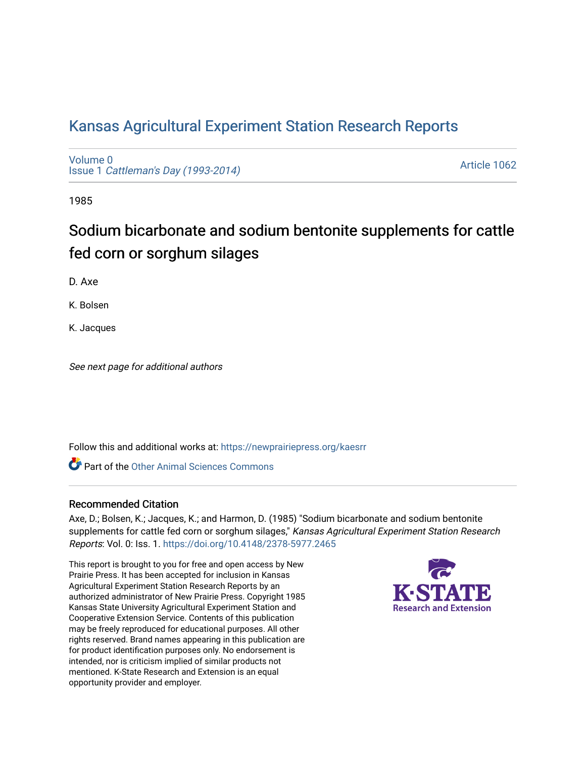# Kansas Agricultural Experiment Station Research Reports

Volume 0
Issue 1 *Cattleman's Day (1993-2014)*

Article 1062

1985

## Sodium bicarbonate and sodium bentonite supplements for cattle fed corn or sorghum silages

D. Axe

K. Bolsen

K. Jacques

*See next page for additional authors*

Follow this and additional works at: https://newprairiepress.org/kaesrr

Part of the Other Animal Sciences Commons

### Recommended Citation

Axe, D.; Bolsen, K.; Jacques, K.; and Harmon, D. (1985) "Sodium bicarbonate and sodium bentonite supplements for cattle fed corn or sorghum silages," *Kansas Agricultural Experiment Station Research Reports*: Vol. 0: Iss. 1. https://doi.org/10.4148/2378-5977.2465

This report is brought to you for free and open access by New Prairie Press. It has been accepted for inclusion in Kansas Agricultural Experiment Station Research Reports by an authorized administrator of New Prairie Press. Copyright 1985 Kansas State University Agricultural Experiment Station and Cooperative Extension Service. Contents of this publication may be freely reproduced for educational purposes. All other rights reserved. Brand names appearing in this publication are for product identification purposes only. No endorsement is intended, nor is criticism implied of similar products not mentioned. K-State Research and Extension is an equal opportunity provider and employer.

K-STATE Research and Extension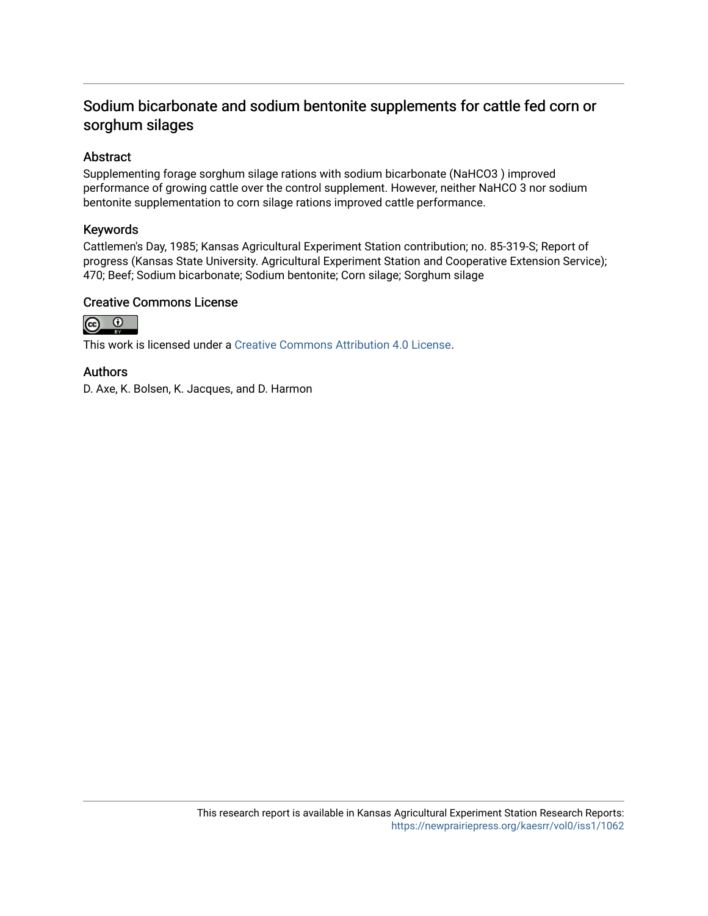# Sodium bicarbonate and sodium bentonite supplements for cattle fed corn or sorghum silages

## Abstract

Supplementing forage sorghum silage rations with sodium bicarbonate (NaHCO3 ) improved performance of growing cattle over the control supplement. However, neither NaHCO 3 nor sodium bentonite supplementation to corn silage rations improved cattle performance.

## Keywords

Cattlemen's Day, 1985; Kansas Agricultural Experiment Station contribution; no. 85-319-S; Report of progress (Kansas State University. Agricultural Experiment Station and Cooperative Extension Service); 470; Beef; Sodium bicarbonate; Sodium bentonite; Corn silage; Sorghum silage

## Creative Commons License

This work is licensed under a Creative Commons Attribution 4.0 License.

## Authors

D. Axe, K. Bolsen, K. Jacques, and D. Harmon

This research report is available in Kansas Agricultural Experiment Station Research Reports: https://newprairiepress.org/kaesrr/vol0/iss1/1062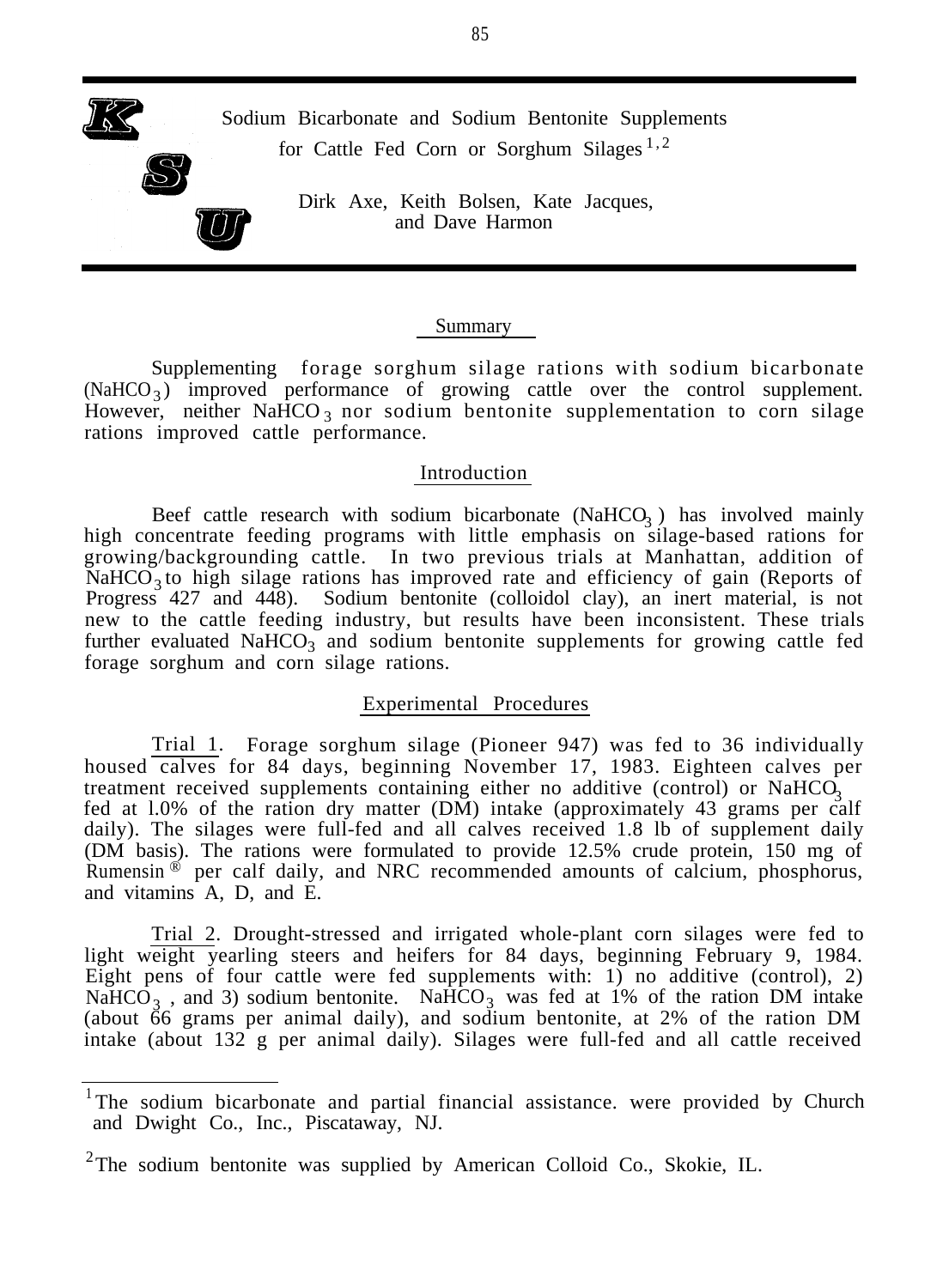# Sodium Bicarbonate and Sodium Bentonite Supplements for Cattle Fed Corn or Sorghum Silages[1,2]

Dirk Axe, Keith Bolsen, Kate Jacques, and Dave Harmon

## Summary

Supplementing forage sorghum silage rations with sodium bicarbonate ($NaHCO_3$) improved performance of growing cattle over the control supplement. However, neither $NaHCO_3$ nor sodium bentonite supplementation to corn silage rations improved cattle performance.

## Introduction

Beef cattle research with sodium bicarbonate ($NaHCO_3$) has involved mainly high concentrate feeding programs with little emphasis on silage-based rations for growing/backgrounding cattle. In two previous trials at Manhattan, addition of $NaHCO_3$ to high silage rations has improved rate and efficiency of gain (Reports of Progress 427 and 448). Sodium bentonite (colloidol clay), an inert material, is not new to the cattle feeding industry, but results have been inconsistent. These trials further evaluated $NaHCO_3$ and sodium bentonite supplements for growing cattle fed forage sorghum and corn silage rations.

## Experimental Procedures

Trial 1. Forage sorghum silage (Pioneer 947) was fed to 36 individually housed calves for 84 days, beginning November 17, 1983. Eighteen calves per treatment received supplements containing either no additive (control) or $NaHCO_3$ fed at 1.0% of the ration dry matter (DM) intake (approximately 43 grams per calf daily). The silages were full-fed and all calves received 1.8 lb of supplement daily (DM basis). The rations were formulated to provide 12.5% crude protein, 150 mg of Rumensin® per calf daily, and NRC recommended amounts of calcium, phosphorus, and vitamins A, D, and E.

Trial 2. Drought-stressed and irrigated whole-plant corn silages were fed to light weight yearling steers and heifers for 84 days, beginning February 9, 1984. Eight pens of four cattle were fed supplements with: 1) no additive (control), 2) $NaHCO_3$, and 3) sodium bentonite. $NaHCO_3$ was fed at 1% of the ration DM intake (about 66 grams per animal daily), and sodium bentonite, at 2% of the ration DM intake (about 132 g per animal daily). Silages were full-fed and all cattle received

---

[1] The sodium bicarbonate and partial financial assistance. were provided by Church and Dwight Co., Inc., Piscataway, NJ.

[2] The sodium bentonite was supplied by American Colloid Co., Skokie, IL.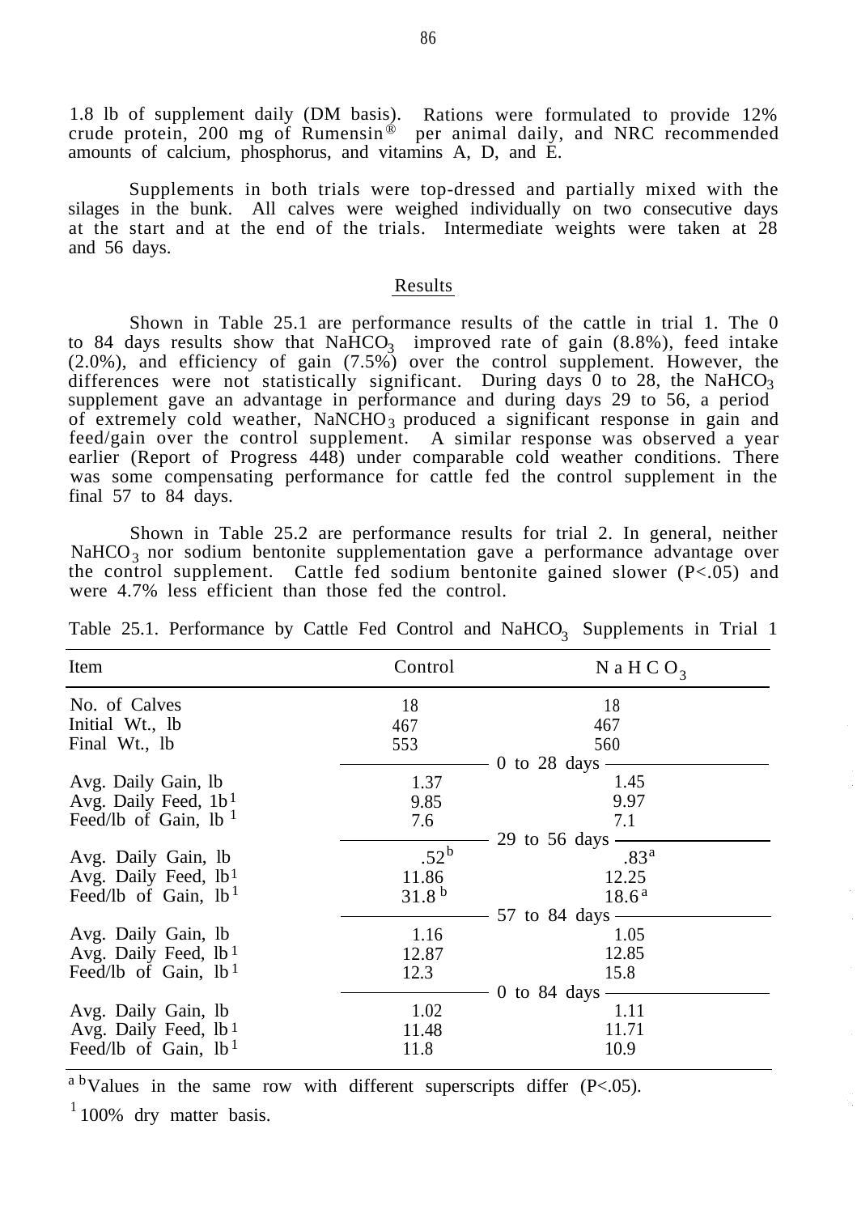1.8 lb of supplement daily (DM basis). Rations were formulated to provide 12% crude protein, 200 mg of Rumensin® per animal daily, and NRC recommended amounts of calcium, phosphorus, and vitamins A, D, and E.

Supplements in both trials were top-dressed and partially mixed with the silages in the bunk. All calves were weighed individually on two consecutive days at the start and at the end of the trials. Intermediate weights were taken at 28 and 56 days.

## Results

Shown in Table 25.1 are performance results of the cattle in trial 1. The 0 to 84 days results show that $NaHCO_3$ improved rate of gain (8.8%), feed intake (2.0%), and efficiency of gain (7.5%) over the control supplement. However, the differences were not statistically significant. During days 0 to 28, the $NaHCO_3$ supplement gave an advantage in performance and during days 29 to 56, a period of extremely cold weather, $NaNCHO_3$ produced a significant response in gain and feed/gain over the control supplement. A similar response was observed a year earlier (Report of Progress 448) under comparable cold weather conditions. There was some compensating performance for cattle fed the control supplement in the final 57 to 84 days.

Shown in Table 25.2 are performance results for trial 2. In general, neither $NaHCO_3$ nor sodium bentonite supplementation gave a performance advantage over the control supplement. Cattle fed sodium bentonite gained slower ($P<.05$) and were 4.7% less efficient than those fed the control.

Table 25.1. Performance by Cattle Fed Control and $NaHCO_3$ Supplements in Trial 1

| Item | Control | $NaHCO_3$ |
|---|---|---|
| No. of Calves | 18 | 18 |
| Initial Wt., lb | 467 | 467 |
| Final Wt., lb | 553 | 560 |
| | 0 to 28 days | |
| Avg. Daily Gain, lb | 1.37 | 1.45 |
| Avg. Daily Feed, lb[1] | 9.85 | 9.97 |
| Feed/lb of Gain, lb[1] | 7.6 | 7.1 |
| | 29 to 56 days | |
| Avg. Daily Gain, lb | .52[b] | .83[a] |
| Avg. Daily Feed, lb[1] | 11.86 | 12.25 |
| Feed/lb of Gain, lb[1] | 31.8[b] | 18.6[a] |
| | 57 to 84 days | |
| Avg. Daily Gain, lb | 1.16 | 1.05 |
| Avg. Daily Feed, lb[1] | 12.87 | 12.85 |
| Feed/lb of Gain, lb[1] | 12.3 | 15.8 |
| | 0 to 84 days | |
| Avg. Daily Gain, lb | 1.02 | 1.11 |
| Avg. Daily Feed, lb[1] | 11.48 | 11.71 |
| Feed/lb of Gain, lb[1] | 11.8 | 10.9 |

[a b]Values in the same row with different superscripts differ ($P<.05$).

[1]100% dry matter basis.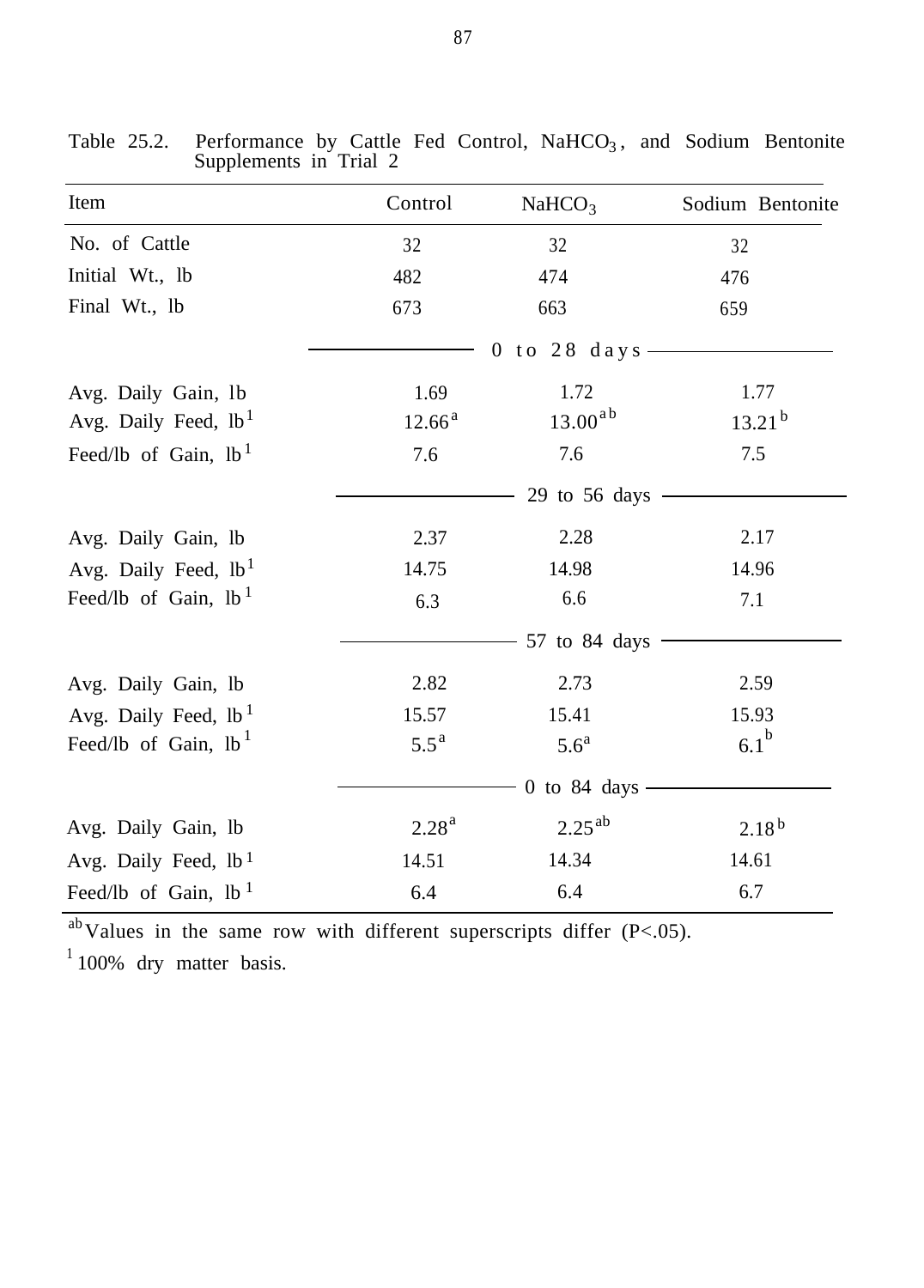Table 25.2. Performance by Cattle Fed Control, $NaHCO_3$, and Sodium Bentonite Supplements in Trial 2

| Item | Control | $NaHCO_3$ | Sodium Bentonite |
|---|---|---|---|
| No. of Cattle | 32 | 32 | 32 |
| Initial Wt., lb | 482 | 474 | 476 |
| Final Wt., lb | 673 | 663 | 659 |
| | 0 to 28 days | | |
| Avg. Daily Gain, lb | 1.69 | 1.72 | 1.77 |
| Avg. Daily Feed, lb[1] | 12.66[a] | 13.00[ab] | 13.21[b] |
| Feed/lb of Gain, lb[1] | 7.6 | 7.6 | 7.5 |
| | 29 to 56 days | | |
| Avg. Daily Gain, lb | 2.37 | 2.28 | 2.17 |
| Avg. Daily Feed, lb[1] | 14.75 | 14.98 | 14.96 |
| Feed/lb of Gain, lb[1] | 6.3 | 6.6 | 7.1 |
| | 57 to 84 days | | |
| Avg. Daily Gain, lb | 2.82 | 2.73 | 2.59 |
| Avg. Daily Feed, lb[1] | 15.57 | 15.41 | 15.93 |
| Feed/lb of Gain, lb[1] | 5.5[a] | 5.6[a] | 6.1[b] |
| | 0 to 84 days | | |
| Avg. Daily Gain, lb | 2.28[a] | 2.25[ab] | 2.18[b] |
| Avg. Daily Feed, lb[1] | 14.51 | 14.34 | 14.61 |
| Feed/lb of Gain, lb[1] | 6.4 | 6.4 | 6.7 |

[ab] Values in the same row with different superscripts differ ($P<.05$).

[1] 100% dry matter basis.